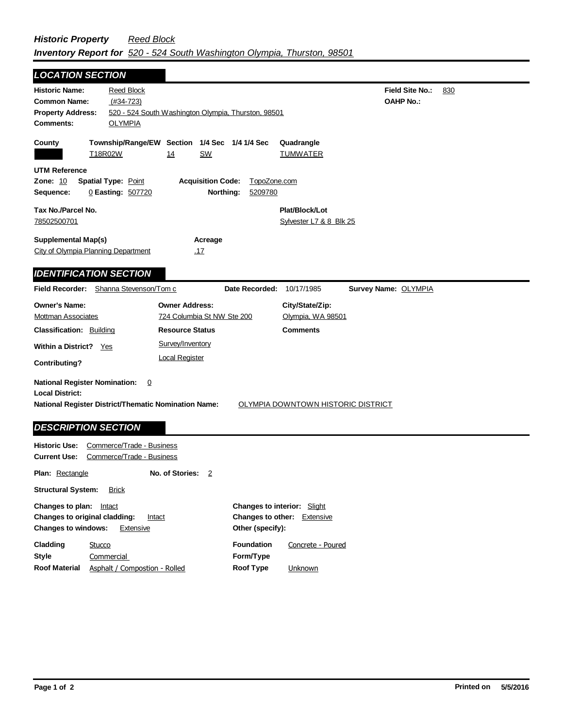***Historic Property*** *Reed Block*

***Inventory Report for*** *520 - 524 South Washington Olympia, Thurston, 98501*

## *LOCATION SECTION*

**Historic Name:** Reed Block
**Common Name:** (#34-723)
**Property Address:** 520 - 524 South Washington Olympia, Thurston, 98501
**Comments:** OLYMPIA

**Field Site No.:** 830
**OAHP No.:**

| County | Township/Range/EW | Section | 1/4 Sec | 1/4 1/4 Sec | Quadrangle |
|---|---|---|---|---|---|
| | T18R02W | 14 | SW | | TUMWATER |

**UTM Reference**
**Zone:** 10 **Spatial Type:** Point **Acquisition Code:** TopoZone.com
**Sequence:** 0 **Easting:** 507720 **Northing:** 5209780

**Tax No./Parcel No.** 78502500701
**Plat/Block/Lot** Sylvester L7 & 8 Blk 25

**Supplemental Map(s)** City of Olympia Planning Department
**Acreage** .17

## *IDENTIFICATION SECTION*

**Field Recorder:** Shanna Stevenson/Tom c **Date Recorded:** 10/17/1985 **Survey Name:** OLYMPIA

| Owner's Name: | Owner Address: | City/State/Zip: |
|---|---|---|
| Mottman Associates | 724 Columbia St NW Ste 200 | Olympia, WA 98501 |

**Classification:** Building
**Within a District?** Yes
**Contributing?**

**Resource Status**
Survey/Inventory
Local Register

**Comments**

**National Register Nomination:** 0
**Local District:**
**National Register District/Thematic Nomination Name:** OLYMPIA DOWNTOWN HISTORIC DISTRICT

## *DESCRIPTION SECTION*

**Historic Use:** Commerce/Trade - Business
**Current Use:** Commerce/Trade - Business

**Plan:** Rectangle **No. of Stories:** 2

**Structural System:** Brick

**Changes to plan:** Intact
**Changes to original cladding:** Intact
**Changes to windows:** Extensive

**Changes to interior:** Slight
**Changes to other:** Extensive
**Other (specify):**

**Cladding** Stucco
**Style** Commercial
**Roof Material** Asphalt / Compostion - Rolled

**Foundation** Concrete - Poured
**Form/Type**
**Roof Type** Unknown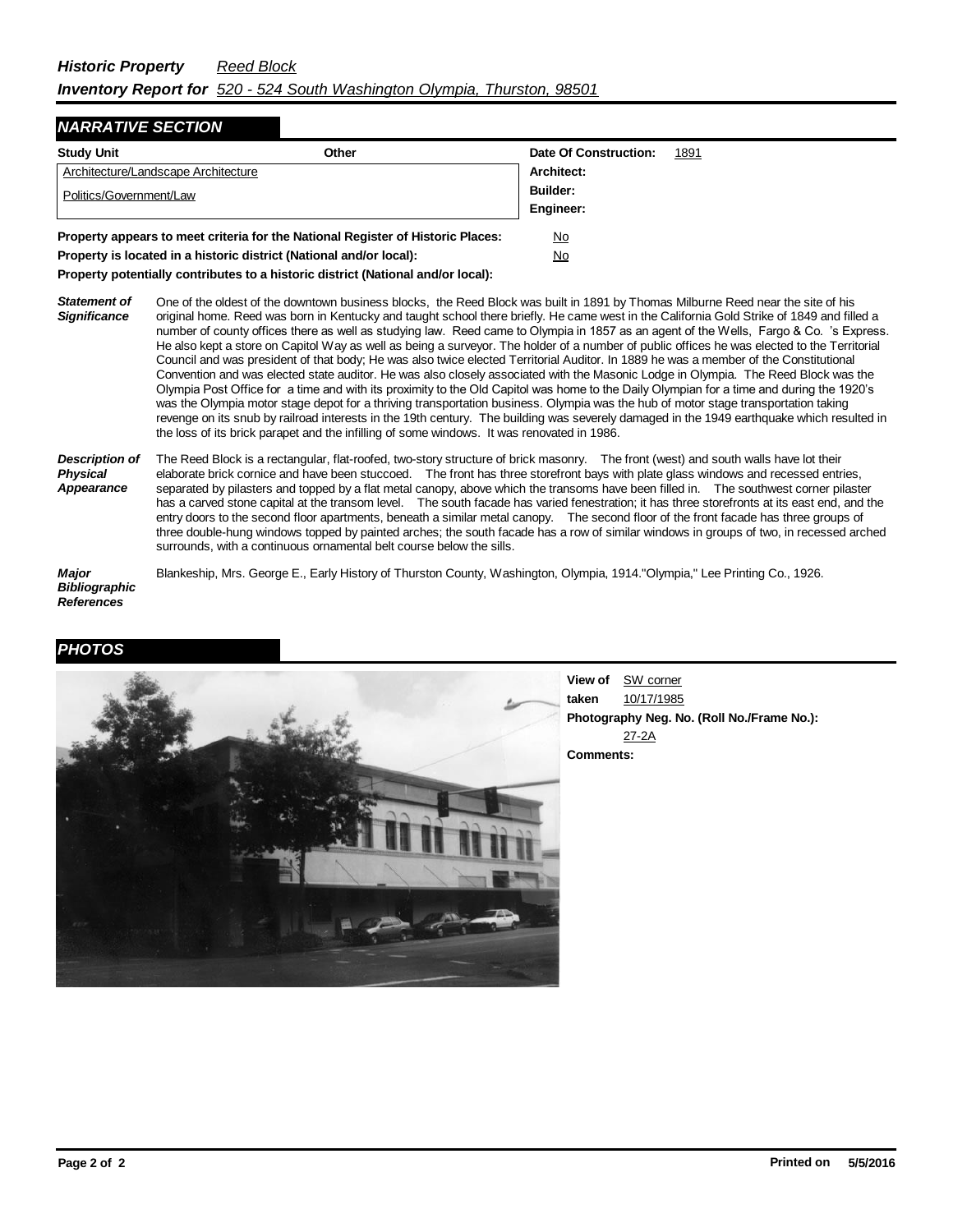## Historic Property Inventory Report for

*Reed Block*

*520 - 524 South Washington Olympia, Thurston, 98501*

## NARRATIVE SECTION

| Study Unit | Other | Date Of Construction: | 1891 |
|---|---|---|---|
| Architecture/Landscape Architecture | | Architect: | |
| Politics/Government/Law | | Builder: | |
| | | Engineer: | |

**Property appears to meet criteria for the National Register of Historic Places:** No

**Property is located in a historic district (National and/or local):** No

**Property potentially contributes to a historic district (National and/or local):**

***Statement of Significance***

One of the oldest of the downtown business blocks, the Reed Block was built in 1891 by Thomas Milburne Reed near the site of his original home. Reed was born in Kentucky and taught school there briefly. He came west in the California Gold Strike of 1849 and filled a number of county offices there as well as studying law. Reed came to Olympia in 1857 as an agent of the Wells, Fargo & Co. 's Express. He also kept a store on Capitol Way as well as being a surveyor. The holder of a number of public offices he was elected to the Territorial Council and was president of that body; He was also twice elected Territorial Auditor. In 1889 he was a member of the Constitutional Convention and was elected state auditor. He was also closely associated with the Masonic Lodge in Olympia. The Reed Block was the Olympia Post Office for a time and with its proximity to the Old Capitol was home to the Daily Olympian for a time and during the 1920's was the Olympia motor stage depot for a thriving transportation business. Olympia was the hub of motor stage transportation taking revenge on its snub by railroad interests in the 19th century. The building was severely damaged in the 1949 earthquake which resulted in the loss of its brick parapet and the infilling of some windows. It was renovated in 1986.

***Description of Physical Appearance***

The Reed Block is a rectangular, flat-roofed, two-story structure of brick masonry. The front (west) and south walls have lot their elaborate brick cornice and have been stuccoed. The front has three storefront bays with plate glass windows and recessed entries, separated by pilasters and topped by a flat metal canopy, above which the transoms have been filled in. The southwest corner pilaster has a carved stone capital at the transom level. The south facade has varied fenestration; it has three storefronts at its east end, and the entry doors to the second floor apartments, beneath a similar metal canopy. The second floor of the front facade has three groups of three double-hung windows topped by painted arches; the south facade has a row of similar windows in groups of two, in recessed arched surrounds, with a continuous ornamental belt course below the sills.

***Major Bibliographic References***

Blankeship, Mrs. George E., Early History of Thurston County, Washington, Olympia, 1914."Olympia," Lee Printing Co., 1926.

## PHOTOS

**View of** SW corner

**taken** 10/17/1985

**Photography Neg. No. (Roll No./Frame No.):** 27-2A

**Comments:**